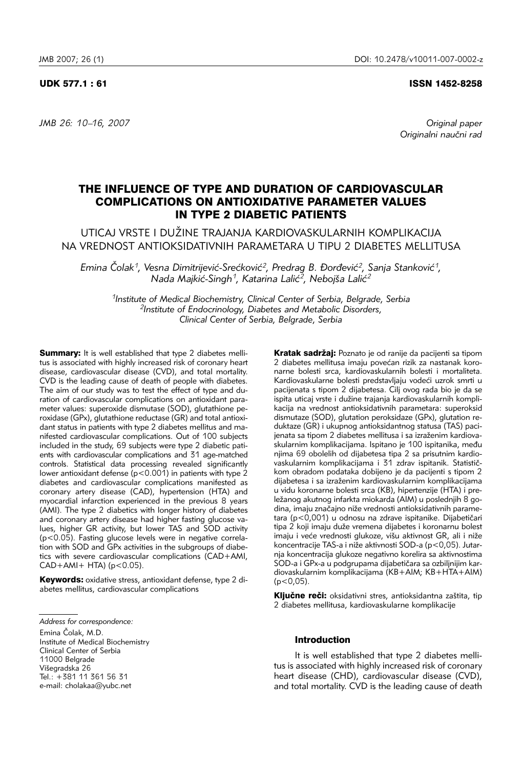UDK 577.1 : 61 ISSN 1452-8258

*JMB 26: 10–16, 2007*

*Original paper*
*Originalni naučni rad*

# THE INFLUENCE OF TYPE AND DURATION OF CARDIOVASCULAR COMPLICATIONS ON ANTIOXIDATIVE PARAMETER VALUES IN TYPE 2 DIABETIC PATIENTS

## UTICAJ VRSTE I DUŽINE TRAJANJA KARDIOVASKULARNIH KOMPLIKACIJA NA VREDNOST ANTIOKSIDATIVNIH PARAMETARA U TIPU 2 DIABETES MELLITUSA

*Emina Čolak[1], Vesna Dimitrijević-Srećković[2], Predrag B. Đorđević[2], Sanja Stanković[1], Nada Majkić-Singh[1], Katarina Lalić[2], Nebojša Lalić[2]*

[1]*Institute of Medical Biochemistry, Clinical Center of Serbia, Belgrade, Serbia*
[2]*Institute of Endocrinology, Diabetes and Metabolic Disorders, Clinical Center of Serbia, Belgrade, Serbia*

**Summary:** It is well established that type 2 diabetes mellitus is associated with highly increased risk of coronary heart disease, cardiovascular disease (CVD), and total mortality. CVD is the leading cause of death of people with diabetes. The aim of our study was to test the effect of type and duration of cardiovascular complications on antioxidant parameter values: superoxide dismutase (SOD), glutathione peroxidase (GPx), glutathione reductase (GR) and total antioxidant status in patients with type 2 diabetes mellitus and manifested cardiovascular complications. Out of 100 subjects included in the study, 69 subjects were type 2 diabetic patients with cardiovascular complications and 31 age-matched controls. Statistical data processing revealed significantly lower antioxidant defense ($p<0.001$) in patients with type 2 diabetes and cardiovascular complications manifested as coronary artery disease (CAD), hypertension (HTA) and myocardial infarction experienced in the previous 8 years (AMI). The type 2 diabetics with longer history of diabetes and coronary artery disease had higher fasting glucose values, higher GR activity, but lower TAS and SOD activity ($p<0.05$). Fasting glucose levels were in negative correlation with SOD and GPx activities in the subgroups of diabetics with severe cardiovascular complications (CAD+AMI, CAD+AMI+ HTA) ($p<0.05$).

**Keywords:** oxidative stress, antioxidant defense, type 2 diabetes mellitus, cardiovascular complications

**Kratak sadržaj:** Poznato je od ranije da pacijenti sa tipom 2 diabetes mellitusa imaju povećan rizik za nastanak koronarne bolesti srca, kardiovaskularnih bolesti i mortaliteta. Kardiovaskularne bolesti predstavljaju vodeći uzrok smrti u pacijenata s tipom 2 dijabetesa. Cilj ovog rada bio je da se ispita uticaj vrste i dužine trajanja kardiovaskularnih komplikacija na vrednost antioksidativnih parametara: superoksid dismutaze (SOD), glutation peroksidaze (GPx), glutation reduktaze (GR) i ukupnog antioksidantnog statusa (TAS) pacijenata sa tipom 2 diabetes mellitusa i sa izraženim kardiovaskularnim komplikacijama. Ispitano je 100 ispitanika, među njima 69 obolelih od dijabetesa tipa 2 sa prisutnim kardiovaskularnim komplikacijama i 31 zdrav ispitanik. Statističkom obradom podataka dobijeno je da pacijenti s tipom 2 dijabetesa i sa izraženim kardiovaskularnim komplikacijama u vidu koronarne bolesti srca (KB), hipertenzije (HTA) i preležanog akutnog infarkta miokarda (AIM) u poslednjih 8 godina, imaju značajno niže vrednosti antioksidativnih parametara ($p<0,001$) u odnosu na zdrave ispitanike. Dijabetičari tipa 2 koji imaju duže vremena dijabetes i koronarnu bolest imaju i veće vrednosti glukoze, višu aktivnost GR, ali i niže koncentracije TAS-a i niže aktivnosti SOD-a ($p<0,05$). Jutarnja koncentracija glukoze negativno korelira sa aktivnostima SOD-a i GPx-a u podgrupama dijabetičara sa ozbiljnijim kardiovaskularnim komplikacijama (KB+AIM; KB+HTA+AIM) ($p<0,05$).

**Ključne reči:** oksidativni stres, antioksidantna zaštita, tip 2 diabetes mellitusa, kardiovaskularne komplikacije

*Address for correspondence:*
Emina Čolak, M.D.
Institute of Medical Biochemistry
Clinical Center of Serbia
11000 Belgrade
Višegradska 26
Tel.: +381 11 361 56 31
e-mail: cholakaa@yubc.net

### Introduction

It is well established that type 2 diabetes mellitus is associated with highly increased risk of coronary heart disease (CHD), cardiovascular disease (CVD), and total mortality. CVD is the leading cause of death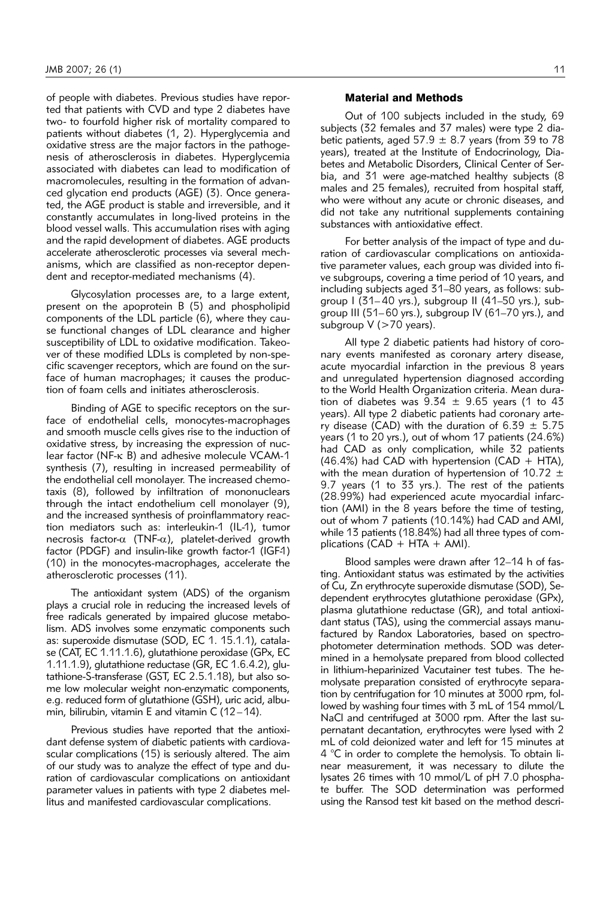of people with diabetes. Previous studies have reported that patients with CVD and type 2 diabetes have two- to fourfold higher risk of mortality compared to patients without diabetes (1, 2). Hyperglycemia and oxidative stress are the major factors in the pathogenesis of atherosclerosis in diabetes. Hyperglycemia associated with diabetes can lead to modification of macromolecules, resulting in the formation of advanced glycation end products (AGE) (3). Once generated, the AGE product is stable and irreversible, and it constantly accumulates in long-lived proteins in the blood vessel walls. This accumulation rises with aging and the rapid development of diabetes. AGE products accelerate atherosclerotic processes via several mechanisms, which are classified as non-receptor dependent and receptor-mediated mechanisms (4).

Glycosylation processes are, to a large extent, present on the apoprotein B (5) and phospholipid components of the LDL particle (6), where they cause functional changes of LDL clearance and higher susceptibility of LDL to oxidative modification. Takeover of these modified LDLs is completed by non-specific scavenger receptors, which are found on the surface of human macrophages; it causes the production of foam cells and initiates atherosclerosis.

Binding of AGE to specific receptors on the surface of endothelial cells, monocytes-macrophages and smooth muscle cells gives rise to the induction of oxidative stress, by increasing the expression of nuclear factor (NF-$\kappa$ B) and adhesive molecule VCAM-1 synthesis (7), resulting in increased permeability of the endothelial cell monolayer. The increased chemotaxis (8), followed by infiltration of mononuclears through the intact endothelium cell monolayer (9), and the increased synthesis of proinflammatory reaction mediators such as: interleukin-1 (IL-1), tumor necrosis factor-$\alpha$ (TNF-$\alpha$), platelet-derived growth factor (PDGF) and insulin-like growth factor-1 (IGF-1) (10) in the monocytes-macrophages, accelerate the atherosclerotic processes (11).

The antioxidant system (ADS) of the organism plays a crucial role in reducing the increased levels of free radicals generated by impaired glucose metabolism. ADS involves some enzymatic components such as: superoxide dismutase (SOD, EC 1. 15.1.1), catalase (CAT, EC 1.11.1.6), glutathione peroxidase (GPx, EC 1.11.1.9), glutathione reductase (GR, EC 1.6.4.2), glutathione-S-transferase (GST, EC 2.5.1.18), but also some low molecular weight non-enzymatic components, e.g. reduced form of glutathione (GSH), uric acid, albumin, bilirubin, vitamin E and vitamin C (12–14).

Previous studies have reported that the antioxidant defense system of diabetic patients with cardiovascular complications (15) is seriously altered. The aim of our study was to analyze the effect of type and duration of cardiovascular complications on antioxidant parameter values in patients with type 2 diabetes mellitus and manifested cardiovascular complications.

## Material and Methods

Out of 100 subjects included in the study, 69 subjects (32 females and 37 males) were type 2 diabetic patients, aged 57.9 $\pm$ 8.7 years (from 39 to 78 years), treated at the Institute of Endocrinology, Diabetes and Metabolic Disorders, Clinical Center of Serbia, and 31 were age-matched healthy subjects (8 males and 25 females), recruited from hospital staff, who were without any acute or chronic diseases, and did not take any nutritional supplements containing substances with antioxidative effect.

For better analysis of the impact of type and duration of cardiovascular complications on antioxidative parameter values, each group was divided into five subgroups, covering a time period of 10 years, and including subjects aged 31–80 years, as follows: subgroup I (31–40 yrs.), subgroup II (41–50 yrs.), subgroup III (51–60 yrs.), subgroup IV (61–70 yrs.), and subgroup V (>70 years).

All type 2 diabetic patients had history of coronary events manifested as coronary artery disease, acute myocardial infarction in the previous 8 years and unregulated hypertension diagnosed according to the World Health Organization criteria. Mean duration of diabetes was 9.34 $\pm$ 9.65 years (1 to 43 years). All type 2 diabetic patients had coronary artery disease (CAD) with the duration of 6.39 $\pm$ 5.75 years (1 to 20 yrs.), out of whom 17 patients (24.6%) had CAD as only complication, while 32 patients (46.4%) had CAD with hypertension (CAD + HTA), with the mean duration of hypertension of 10.72 $\pm$ 9.7 years (1 to 33 yrs.). The rest of the patients (28.99%) had experienced acute myocardial infarction (AMI) in the 8 years before the time of testing, out of whom 7 patients (10.14%) had CAD and AMI, while 13 patients (18.84%) had all three types of complications (CAD + HTA + AMI).

Blood samples were drawn after 12–14 h of fasting. Antioxidant status was estimated by the activities of Cu, Zn erythrocyte superoxide dismutase (SOD), Se-dependent erythrocytes glutathione peroxidase (GPx), plasma glutathione reductase (GR), and total antioxidant status (TAS), using the commercial assays manufactured by Randox Laboratories, based on spectrophotometer determination methods. SOD was determined in a hemolysate prepared from blood collected in lithium-heparinized Vacutainer test tubes. The hemolysate preparation consisted of erythrocyte separation by centrifugation for 10 minutes at 3000 rpm, followed by washing four times with 3 mL of 154 mmol/L NaCl and centrifuged at 3000 rpm. After the last supernatant decantation, erythrocytes were lysed with 2 mL of cold deionized water and left for 15 minutes at 4 °C in order to complete the hemolysis. To obtain linear measurement, it was necessary to dilute the lysates 26 times with 10 mmol/L of pH 7.0 phosphate buffer. The SOD determination was performed using the Ransod test kit based on the method descri-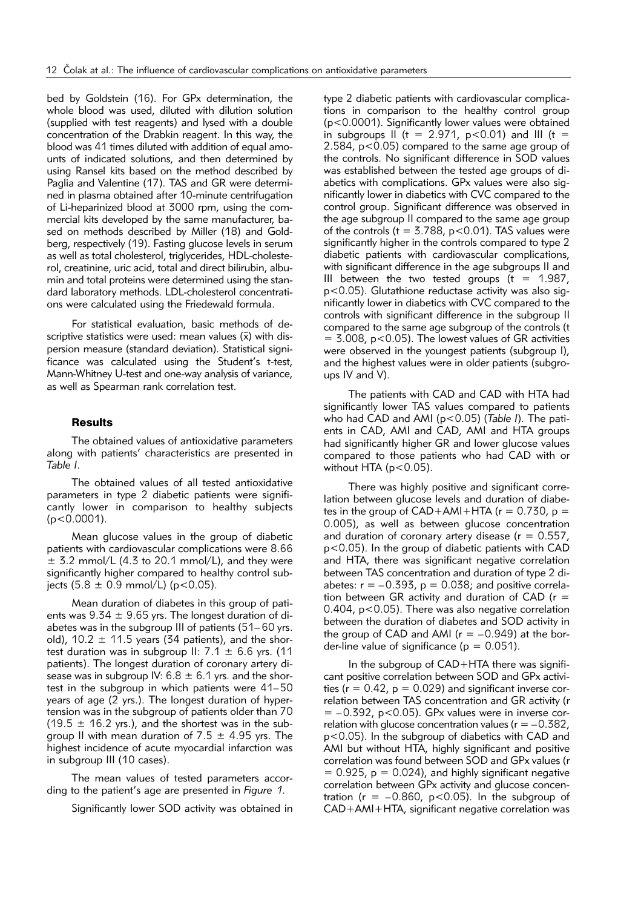bed by Goldstein (16). For GPx determination, the whole blood was used, diluted with dilution solution (supplied with test reagents) and lysed with a double concentration of the Drabkin reagent. In this way, the blood was 41 times diluted with addition of equal amounts of indicated solutions, and then determined by using Ransel kits based on the method described by Paglia and Valentine (17). TAS and GR were determined in plasma obtained after 10-minute centrifugation of Li-heparinized blood at 3000 rpm, using the commercial kits developed by the same manufacturer, based on methods described by Miller (18) and Goldberg, respectively (19). Fasting glucose levels in serum as well as total cholesterol, triglycerides, HDL-cholesterol, creatinine, uric acid, total and direct bilirubin, albumin and total proteins were determined using the standard laboratory methods. LDL-cholesterol concentrations were calculated using the Friedewald formula.

For statistical evaluation, basic methods of descriptive statistics were used: mean values ($\bar{x}$) with dispersion measure (standard deviation). Statistical significance was calculated using the Student's t-test, Mann-Whitney U-test and one-way analysis of variance, as well as Spearman rank correlation test.

## Results

The obtained values of antioxidative parameters along with patients' characteristics are presented in *Table I*.

The obtained values of all tested antioxidative parameters in type 2 diabetic patients were significantly lower in comparison to healthy subjects ($p<0.0001$).

Mean glucose values in the group of diabetic patients with cardiovascular complications were 8.66 $\pm$ 3.2 mmol/L (4.3 to 20.1 mmol/L), and they were significantly higher compared to healthy control subjects (5.8 $\pm$ 0.9 mmol/L) ($p<0.05$).

Mean duration of diabetes in this group of patients was 9.34 $\pm$ 9.65 yrs. The longest duration of diabetes was in the subgroup III of patients (51–60 yrs. old), 10.2 $\pm$ 11.5 years (34 patients), and the shortest duration was in subgroup II: 7.1 $\pm$ 6.6 yrs. (11 patients). The longest duration of coronary artery disease was in subgroup IV: 6.8 $\pm$ 6.1 yrs. and the shortest in the subgroup in which patients were 41–50 years of age (2 yrs.). The longest duration of hypertension was in the subgroup of patients older than 70 (19.5 $\pm$ 16.2 yrs.), and the shortest was in the subgroup II with mean duration of 7.5 $\pm$ 4.95 yrs. The highest incidence of acute myocardial infarction was in subgroup III (10 cases).

The mean values of tested parameters according to the patient's age are presented in *Figure 1.*

Significantly lower SOD activity was obtained in type 2 diabetic patients with cardiovascular complications in comparison to the healthy control group ($p<0.0001$). Significantly lower values were obtained in subgroups II ($t = 2.971$, $p<0.01$) and III ($t = 2.584$, $p<0.05$) compared to the same age group of the controls. No significant difference in SOD values was established between the tested age groups of diabetics with complications. GPx values were also significantly lower in diabetics with CVC compared to the control group. Significant difference was observed in the age subgroup II compared to the same age group of the controls ($t = 3.788$, $p<0.01$). TAS values were significantly higher in the controls compared to type 2 diabetic patients with cardiovascular complications, with significant difference in the age subgroups II and III between the two tested groups ($t = 1.987$, $p<0.05$). Glutathione reductase activity was also significantly lower in diabetics with CVC compared to the controls with significant difference in the subgroup II compared to the same age subgroup of the controls ($t = 3.008$, $p<0.05$). The lowest values of GR activities were observed in the youngest patients (subgroup I), and the highest values were in older patients (subgroups IV and V).

The patients with CAD and CAD with HTA had significantly lower TAS values compared to patients who had CAD and AMI ($p<0.05$) (*Table I*). The patients in CAD, AMI and CAD, AMI and HTA groups had significantly higher GR and lower glucose values compared to those patients who had CAD with or without HTA ($p<0.05$).

There was highly positive and significant correlation between glucose levels and duration of diabetes in the group of CAD+AMI+HTA ($r = 0.730$, $p = 0.005$), as well as between glucose concentration and duration of coronary artery disease ($r = 0.557$, $p<0.05$). In the group of diabetic patients with CAD and HTA, there was significant negative correlation between TAS concentration and duration of type 2 diabetes: $r = -0.393$, $p = 0.038$; and positive correlation between GR activity and duration of CAD ($r = 0.404$, $p<0.05$). There was also negative correlation between the duration of diabetes and SOD activity in the group of CAD and AMI ($r = -0.949$) at the borderline value of significance ($p = 0.051$).

In the subgroup of CAD+HTA there was significant positive correlation between SOD and GPx activities ($r = 0.42$, $p = 0.029$) and significant inverse correlation between TAS concentration and GR activity ($r = -0.392$, $p<0.05$). GPx values were in inverse correlation with glucose concentration values ($r = -0.382$, $p<0.05$). In the subgroup of diabetics with CAD and AMI but without HTA, highly significant and positive correlation was found between SOD and GPx values ($r = 0.925$, $p = 0.024$), and highly significant negative correlation between GPx activity and glucose concentration ($r = -0.860$, $p<0.05$). In the subgroup of CAD+AMI+HTA, significant negative correlation was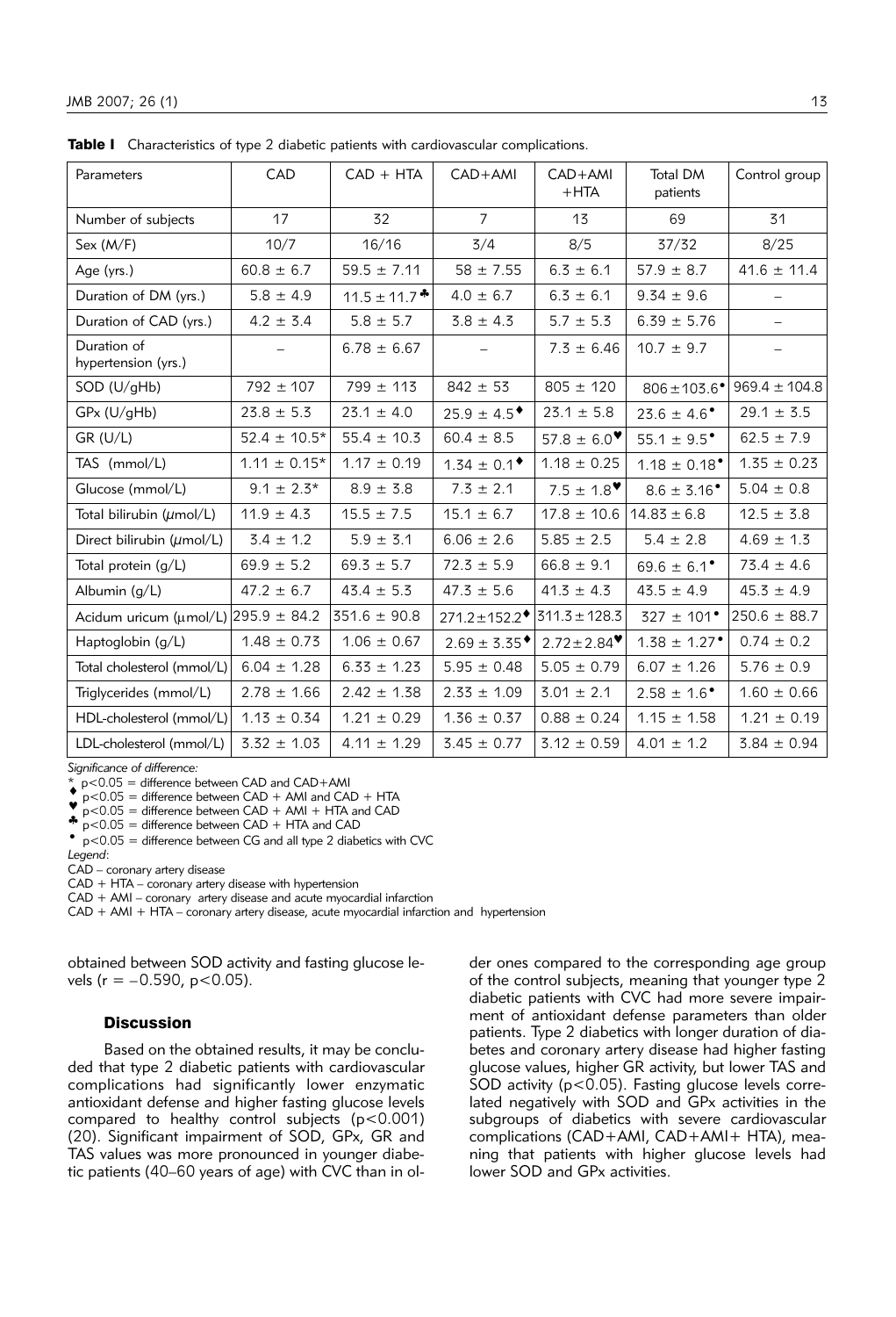**Table I** Characteristics of type 2 diabetic patients with cardiovascular complications.

| Parameters | CAD | CAD + HTA | CAD+AMI | CAD+AMI +HTA | Total DM patients | Control group |
|---|---|---|---|---|---|---|
| Number of subjects | 17 | 32 | 7 | 13 | 69 | 31 |
| Sex (M/F) | 10/7 | 16/16 | 3/4 | 8/5 | 37/32 | 8/25 |
| Age (yrs.) | 60.8 ± 6.7 | 59.5 ± 7.11 | 58 ± 7.55 | 6.3 ± 6.1 | 57.9 ± 8.7 | 41.6 ± 11.4 |
| Duration of DM (yrs.) | 5.8 ± 4.9 | 11.5 ± 11.7 ♣ | 4.0 ± 6.7 | 6.3 ± 6.1 | 9.34 ± 9.6 | – |
| Duration of CAD (yrs.) | 4.2 ± 3.4 | 5.8 ± 5.7 | 3.8 ± 4.3 | 5.7 ± 5.3 | 6.39 ± 5.76 | – |
| Duration of hypertension (yrs.) | – | 6.78 ± 6.67 | – | 7.3 ± 6.46 | 10.7 ± 9.7 | – |
| SOD (U/gHb) | 792 ± 107 | 799 ± 113 | 842 ± 53 | 805 ± 120 | 806 ± 103.6 • | 969.4 ± 104.8 |
| GPx (U/gHb) | 23.8 ± 5.3 | 23.1 ± 4.0 | 25.9 ± 4.5 ♦ | 23.1 ± 5.8 | 23.6 ± 4.6 • | 29.1 ± 3.5 |
| GR (U/L) | 52.4 ± 10.5* | 55.4 ± 10.3 | 60.4 ± 8.5 | 57.8 ± 6.0 ♥ | 55.1 ± 9.5 • | 62.5 ± 7.9 |
| TAS (mmol/L) | 1.11 ± 0.15* | 1.17 ± 0.19 | 1.34 ± 0.1 ♦ | 1.18 ± 0.25 | 1.18 ± 0.18 • | 1.35 ± 0.23 |
| Glucose (mmol/L) | 9.1 ± 2.3* | 8.9 ± 3.8 | 7.3 ± 2.1 | 7.5 ± 1.8 ♥ | 8.6 ± 3.16 • | 5.04 ± 0.8 |
| Total bilirubin (μmol/L) | 11.9 ± 4.3 | 15.5 ± 7.5 | 15.1 ± 6.7 | 17.8 ± 10.6 | 14.83 ± 6.8 | 12.5 ± 3.8 |
| Direct bilirubin (μmol/L) | 3.4 ± 1.2 | 5.9 ± 3.1 | 6.06 ± 2.6 | 5.85 ± 2.5 | 5.4 ± 2.8 | 4.69 ± 1.3 |
| Total protein (g/L) | 69.9 ± 5.2 | 69.3 ± 5.7 | 72.3 ± 5.9 | 66.8 ± 9.1 | 69.6 ± 6.1 • | 73.4 ± 4.6 |
| Albumin (g/L) | 47.2 ± 6.7 | 43.4 ± 5.3 | 47.3 ± 5.6 | 41.3 ± 4.3 | 43.5 ± 4.9 | 45.3 ± 4.9 |
| Acidum uricum (μmol/L) | 295.9 ± 84.2 | 351.6 ± 90.8 | 271.2 ± 152.2 ♦ | 311.3 ± 128.3 | 327 ± 101 • | 250.6 ± 88.7 |
| Haptoglobin (g/L) | 1.48 ± 0.73 | 1.06 ± 0.67 | 2.69 ± 3.35 ♦ | 2.72 ± 2.84 ♥ | 1.38 ± 1.27 • | 0.74 ± 0.2 |
| Total cholesterol (mmol/L) | 6.04 ± 1.28 | 6.33 ± 1.23 | 5.95 ± 0.48 | 5.05 ± 0.79 | 6.07 ± 1.26 | 5.76 ± 0.9 |
| Triglycerides (mmol/L) | 2.78 ± 1.66 | 2.42 ± 1.38 | 2.33 ± 1.09 | 3.01 ± 2.1 | 2.58 ± 1.6 • | 1.60 ± 0.66 |
| HDL-cholesterol (mmol/L) | 1.13 ± 0.34 | 1.21 ± 0.29 | 1.36 ± 0.37 | 0.88 ± 0.24 | 1.15 ± 1.58 | 1.21 ± 0.19 |
| LDL-cholesterol (mmol/L) | 3.32 ± 1.03 | 4.11 ± 1.29 | 3.45 ± 0.77 | 3.12 ± 0.59 | 4.01 ± 1.2 | 3.84 ± 0.94 |

*Significance of difference:*

\* $p<0.05$ = difference between CAD and CAD+AMI

♦ $p<0.05$ = difference between CAD + AMI and CAD + HTA

♥ $p<0.05$ = difference between CAD + AMI + HTA and CAD

♣ $p<0.05$ = difference between CAD + HTA and CAD

• $p<0.05$ = difference between CG and all type 2 diabetics with CVC

*Legend*:

CAD – coronary artery disease

CAD + HTA – coronary artery disease with hypertension

CAD + AMI – coronary artery disease and acute myocardial infarction

CAD + AMI + HTA – coronary artery disease, acute myocardial infarction and hypertension

obtained between SOD activity and fasting glucose levels ($r = -0.590$, $p<0.05$).

## Discussion

Based on the obtained results, it may be concluded that type 2 diabetic patients with cardiovascular complications had significantly lower enzymatic antioxidant defense and higher fasting glucose levels compared to healthy control subjects ($p<0.001$) (20). Significant impairment of SOD, GPx, GR and TAS values was more pronounced in younger diabetic patients (40–60 years of age) with CVC than in older ones compared to the corresponding age group of the control subjects, meaning that younger type 2 diabetic patients with CVC had more severe impairment of antioxidant defense parameters than older patients. Type 2 diabetics with longer duration of diabetes and coronary artery disease had higher fasting glucose values, higher GR activity, but lower TAS and SOD activity ($p<0.05$). Fasting glucose levels correlated negatively with SOD and GPx activities in the subgroups of diabetics with severe cardiovascular complications (CAD+AMI, CAD+AMI+ HTA), meaning that patients with higher glucose levels had lower SOD and GPx activities.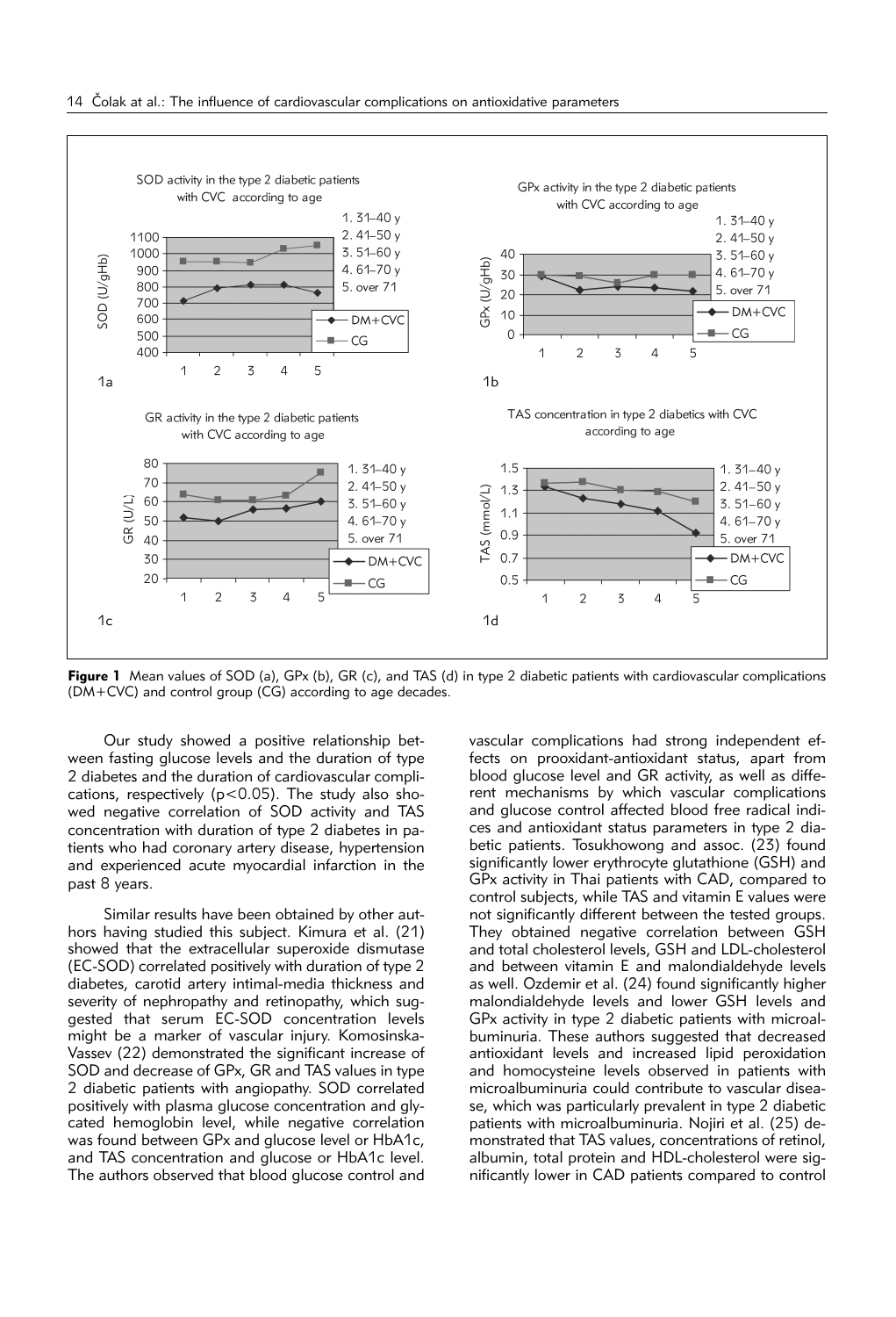**Figure 1** Mean values of SOD (a), GPx (b), GR (c), and TAS (d) in type 2 diabetic patients with cardiovascular complications (DM+CVC) and control group (CG) according to age decades.

Our study showed a positive relationship between fasting glucose levels and the duration of type 2 diabetes and the duration of cardiovascular complications, respectively ($p<0.05$). The study also showed negative correlation of SOD activity and TAS concentration with duration of type 2 diabetes in patients who had coronary artery disease, hypertension and experienced acute myocardial infarction in the past 8 years.

Similar results have been obtained by other authors having studied this subject. Kimura et al. (21) showed that the extracellular superoxide dismutase (EC-SOD) correlated positively with duration of type 2 diabetes, carotid artery intimal-media thickness and severity of nephropathy and retinopathy, which suggested that serum EC-SOD concentration levels might be a marker of vascular injury. Komosinska-Vassev (22) demonstrated the significant increase of SOD and decrease of GPx, GR and TAS values in type 2 diabetic patients with angiopathy. SOD correlated positively with plasma glucose concentration and glycated hemoglobin level, while negative correlation was found between GPx and glucose level or HbA1c, and TAS concentration and glucose or HbA1c level. The authors observed that blood glucose control and vascular complications had strong independent effects on prooxidant-antioxidant status, apart from blood glucose level and GR activity, as well as different mechanisms by which vascular complications and glucose control affected blood free radical indices and antioxidant status parameters in type 2 diabetic patients. Tosukhowong and assoc. (23) found significantly lower erythrocyte glutathione (GSH) and GPx activity in Thai patients with CAD, compared to control subjects, while TAS and vitamin E values were not significantly different between the tested groups. They obtained negative correlation between GSH and total cholesterol levels, GSH and LDL-cholesterol and between vitamin E and malondialdehyde levels as well. Ozdemir et al. (24) found significantly higher malondialdehyde levels and lower GSH levels and GPx activity in type 2 diabetic patients with microalbuminuria. These authors suggested that decreased antioxidant levels and increased lipid peroxidation and homocysteine levels observed in patients with microalbuminuria could contribute to vascular disease, which was particularly prevalent in type 2 diabetic patients with microalbuminuria. Nojiri et al. (25) demonstrated that TAS values, concentrations of retinol, albumin, total protein and HDL-cholesterol were significantly lower in CAD patients compared to control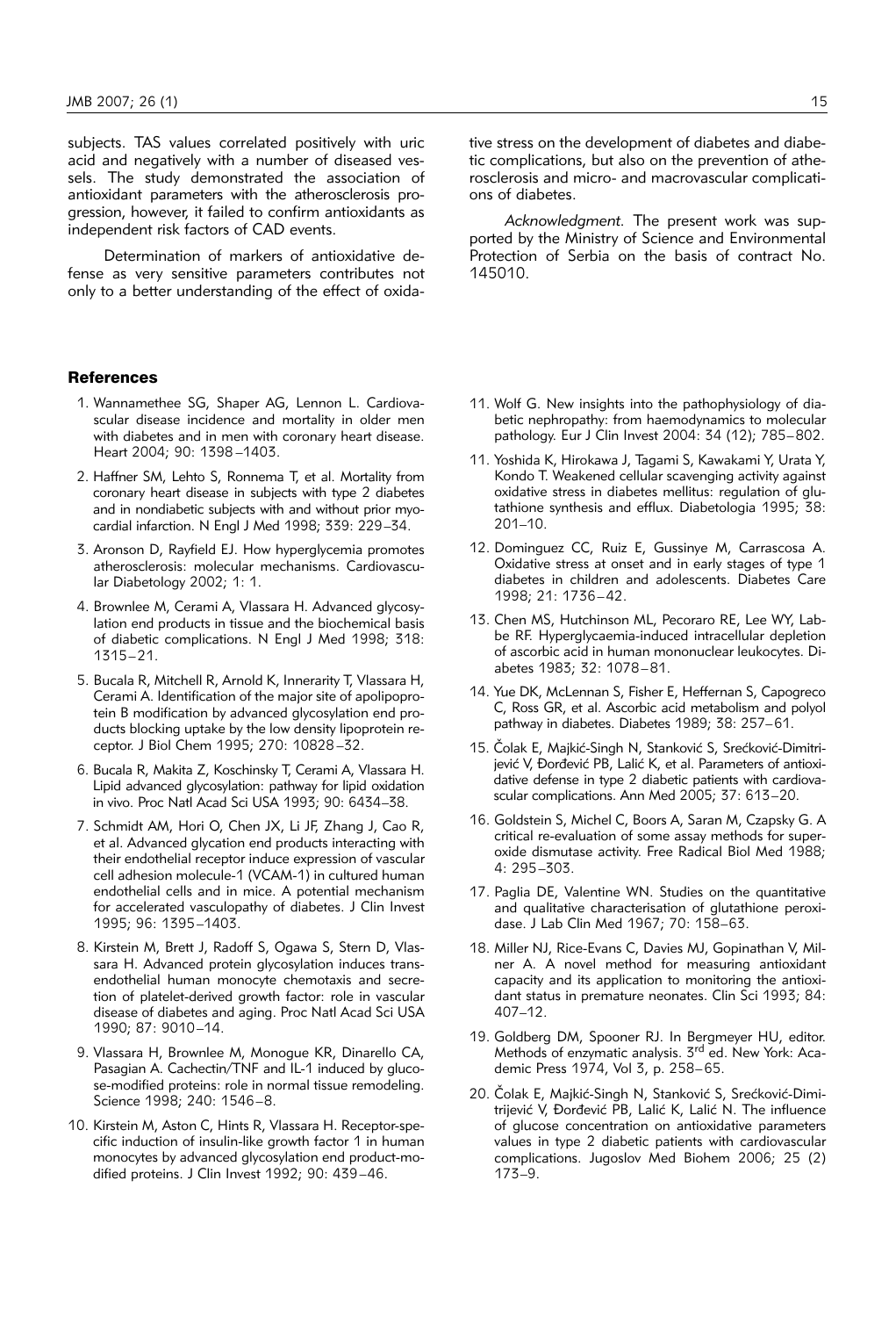subjects. TAS values correlated positively with uric acid and negatively with a number of diseased vessels. The study demonstrated the association of antioxidant parameters with the atherosclerosis progression, however, it failed to confirm antioxidants as independent risk factors of CAD events.

Determination of markers of antioxidative defense as very sensitive parameters contributes not only to a better understanding of the effect of oxidative stress on the development of diabetes and diabetic complications, but also on the prevention of atherosclerosis and micro- and macrovascular complications of diabetes.

*Acknowledgment.* The present work was supported by the Ministry of Science and Environmental Protection of Serbia on the basis of contract No. 145010.

## References

1. Wannamethee SG, Shaper AG, Lennon L. Cardiovascular disease incidence and mortality in older men with diabetes and in men with coronary heart disease. Heart 2004; 90: 1398–1403.
2. Haffner SM, Lehto S, Ronnema T, et al. Mortality from coronary heart disease in subjects with type 2 diabetes and in nondiabetic subjects with and without prior myocardial infarction. N Engl J Med 1998; 339: 229–34.
3. Aronson D, Rayfield EJ. How hyperglycemia promotes atherosclerosis: molecular mechanisms. Cardiovascular Diabetology 2002; 1: 1.
4. Brownlee M, Cerami A, Vlassara H. Advanced glycosylation end products in tissue and the biochemical basis of diabetic complications. N Engl J Med 1998; 318: 1315–21.
5. Bucala R, Mitchell R, Arnold K, Innerarity T, Vlassara H, Cerami A. Identification of the major site of apolipoprotein B modification by advanced glycosylation end products blocking uptake by the low density lipoprotein receptor. J Biol Chem 1995; 270: 10828–32.
6. Bucala R, Makita Z, Koschinsky T, Cerami A, Vlassara H. Lipid advanced glycosylation: pathway for lipid oxidation in vivo. Proc Natl Acad Sci USA 1993; 90: 6434–38.
7. Schmidt AM, Hori O, Chen JX, Li JF, Zhang J, Cao R, et al. Advanced glycation end products interacting with their endothelial receptor induce expression of vascular cell adhesion molecule-1 (VCAM-1) in cultured human endothelial cells and in mice. A potential mechanism for accelerated vasculopathy of diabetes. J Clin Invest 1995; 96: 1395–1403.
8. Kirstein M, Brett J, Radoff S, Ogawa S, Stern D, Vlassara H. Advanced protein glycosylation induces transendothelial human monocyte chemotaxis and secretion of platelet-derived growth factor: role in vascular disease of diabetes and aging. Proc Natl Acad Sci USA 1990; 87: 9010–14.
9. Vlassara H, Brownlee M, Monogue KR, Dinarello CA, Pasagian A. Cachectin/TNF and IL-1 induced by glucose-modified proteins: role in normal tissue remodeling. Science 1998; 240: 1546–8.
10. Kirstein M, Aston C, Hints R, Vlassara H. Receptor-specific induction of insulin-like growth factor 1 in human monocytes by advanced glycosylation end product-modified proteins. J Clin Invest 1992; 90: 439–46.
11. Wolf G. New insights into the pathophysiology of diabetic nephropathy: from haemodynamics to molecular pathology. Eur J Clin Invest 2004: 34 (12); 785–802.
11. Yoshida K, Hirokawa J, Tagami S, Kawakami Y, Urata Y, Kondo T. Weakened cellular scavenging activity against oxidative stress in diabetes mellitus: regulation of glutathione synthesis and efflux. Diabetologia 1995; 38: 201–10.
12. Dominguez CC, Ruiz E, Gussinye M, Carrascosa A. Oxidative stress at onset and in early stages of type 1 diabetes in children and adolescents. Diabetes Care 1998; 21: 1736–42.
13. Chen MS, Hutchinson ML, Pecoraro RE, Lee WY, Labbe RF. Hyperglycaemia-induced intracellular depletion of ascorbic acid in human mononuclear leukocytes. Diabetes 1983; 32: 1078–81.
14. Yue DK, McLennan S, Fisher E, Heffernan S, Capogreco C, Ross GR, et al. Ascorbic acid metabolism and polyol pathway in diabetes. Diabetes 1989; 38: 257–61.
15. Čolak E, Majkić-Singh N, Stanković S, Srećković-Dimitrijević V, Đorđević PB, Lalić K, et al. Parameters of antioxidative defense in type 2 diabetic patients with cardiovascular complications. Ann Med 2005; 37: 613–20.
16. Goldstein S, Michel C, Boors A, Saran M, Czapsky G. A critical re-evaluation of some assay methods for superoxide dismutase activity. Free Radical Biol Med 1988; 4: 295–303.
17. Paglia DE, Valentine WN. Studies on the quantitative and qualitative characterisation of glutathione peroxidase. J Lab Clin Med 1967; 70: 158–63.
18. Miller NJ, Rice-Evans C, Davies MJ, Gopinathan V, Milner A. A novel method for measuring antioxidant capacity and its application to monitoring the antioxidant status in premature neonates. Clin Sci 1993; 84: 407–12.
19. Goldberg DM, Spooner RJ. In Bergmeyer HU, editor. Methods of enzymatic analysis. 3rd ed. New York: Academic Press 1974, Vol 3, p. 258–65.
20. Čolak E, Majkić-Singh N, Stanković S, Srećković-Dimitrijević V, Đorđević PB, Lalić K, Lalić N. The influence of glucose concentration on antioxidative parameters values in type 2 diabetic patients with cardiovascular complications. Jugoslov Med Biohem 2006; 25 (2) 173–9.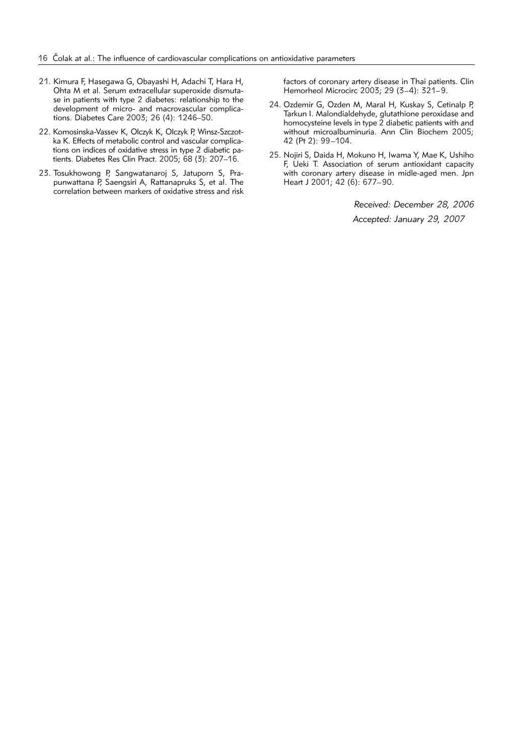21. Kimura F, Hasegawa G, Obayashi H, Adachi T, Hara H, Ohta M et al. Serum extracellular superoxide dismutase in patients with type 2 diabetes: relationship to the development of micro- and macrovascular complications. Diabetes Care 2003; 26 (4): 1246–50.

22. Komosinska-Vassev K, Olczyk K, Olczyk P, Winsz-Szczotka K. Effects of metabolic control and vascular complications on indices of oxidative stress in type 2 diabetic patients. Diabetes Res Clin Pract. 2005; 68 (3): 207–16.

23. Tosukhowong P, Sangwatanaroj S, Jatuporn S, Prapunwattana P, Saengsiri A, Rattanapruks S, et al. The correlation between markers of oxidative stress and risk factors of coronary artery disease in Thai patients. Clin Hemorheol Microcirc 2003; 29 (3–4): 321–9.

24. Ozdemir G, Ozden M, Maral H, Kuskay S, Cetinalp P, Tarkun I. Malondialdehyde, glutathione peroxidase and homocysteine levels in type 2 diabetic patients with and without microalbuminuria. Ann Clin Biochem 2005; 42 (Pt 2): 99–104.

25. Nojiri S, Daida H, Mokuno H, Iwama Y, Mae K, Ushiho F, Ueki T. Association of serum antioxidant capacity with coronary artery disease in midle-aged men. Jpn Heart J 2001; 42 (6): 677–90.

*Received: December 28, 2006*

*Accepted: January 29, 2007*